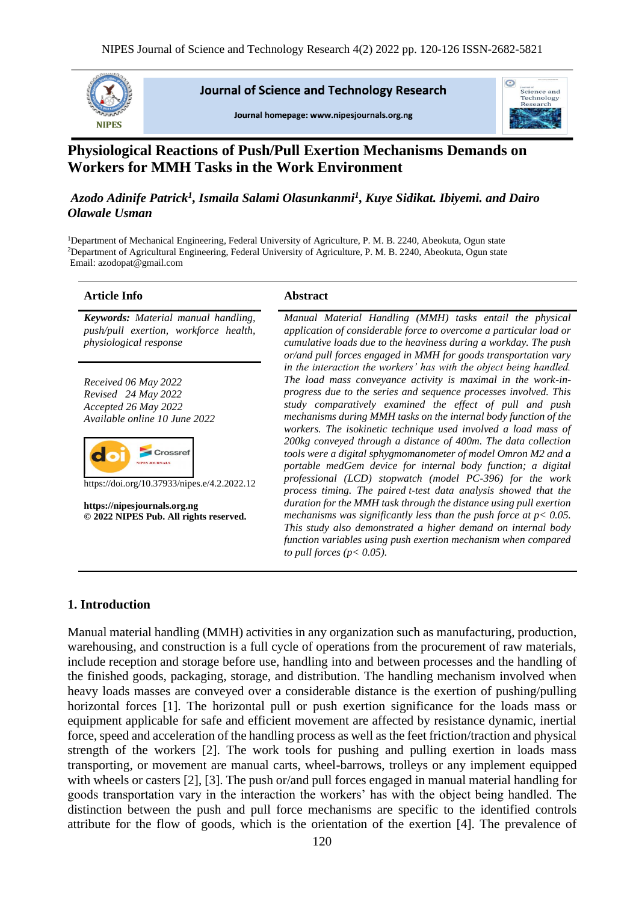# Physiological Reactions of Push/Pull Exertion Mechanisms Demands on Workers for MMH Tasks in the Work Environment

***Azodo Adinife Patrick[1], Ismaila Salami Olasunkanmi[1], Kuye Sidikat. Ibiyemi. and Dairo Olawale Usman***

[1]Department of Mechanical Engineering, Federal University of Agriculture, P. M. B. 2240, Abeokuta, Ogun state
[2]Department of Agricultural Engineering, Federal University of Agriculture, P. M. B. 2240, Abeokuta, Ogun state
Email: azodopat@gmail.com

## Article Info

***Keywords:*** *Material manual handling, push/pull exertion, workforce health, physiological response*

*Received 06 May 2022*
*Revised 24 May 2022*
*Accepted 26 May 2022*
*Available online 10 June 2022*

https://doi.org/10.37933/nipes.e/4.2.2022.12

**https://nipesjournals.org.ng**
**© 2022 NIPES Pub. All rights reserved.**

## Abstract

*Manual Material Handling (MMH) tasks entail the physical application of considerable force to overcome a particular load or cumulative loads due to the heaviness during a workday. The push or/and pull forces engaged in MMH for goods transportation vary in the interaction the workers' has with the object being handled. The load mass conveyance activity is maximal in the work-in-progress due to the series and sequence processes involved. This study comparatively examined the effect of pull and push mechanisms during MMH tasks on the internal body function of the workers. The isokinetic technique used involved a load mass of 200kg conveyed through a distance of 400m. The data collection tools were a digital sphygmomanometer of model Omron M2 and a portable medGem device for internal body function; a digital professional (LCD) stopwatch (model PC-396) for the work process timing. The paired t-test data analysis showed that the duration for the MMH task through the distance using pull exertion mechanisms was significantly less than the push force at $p< 0.05$. This study also demonstrated a higher demand on internal body function variables using push exertion mechanism when compared to pull forces ($p< 0.05$).*

## 1. Introduction

Manual material handling (MMH) activities in any organization such as manufacturing, production, warehousing, and construction is a full cycle of operations from the procurement of raw materials, include reception and storage before use, handling into and between processes and the handling of the finished goods, packaging, storage, and distribution. The handling mechanism involved when heavy loads masses are conveyed over a considerable distance is the exertion of pushing/pulling horizontal forces [1]. The horizontal pull or push exertion significance for the loads mass or equipment applicable for safe and efficient movement are affected by resistance dynamic, inertial force, speed and acceleration of the handling process as well as the feet friction/traction and physical strength of the workers [2]. The work tools for pushing and pulling exertion in loads mass transporting, or movement are manual carts, wheel-barrows, trolleys or any implement equipped with wheels or casters [2], [3]. The push or/and pull forces engaged in manual material handling for goods transportation vary in the interaction the workers' has with the object being handled. The distinction between the push and pull force mechanisms are specific to the identified controls attribute for the flow of goods, which is the orientation of the exertion [4]. The prevalence of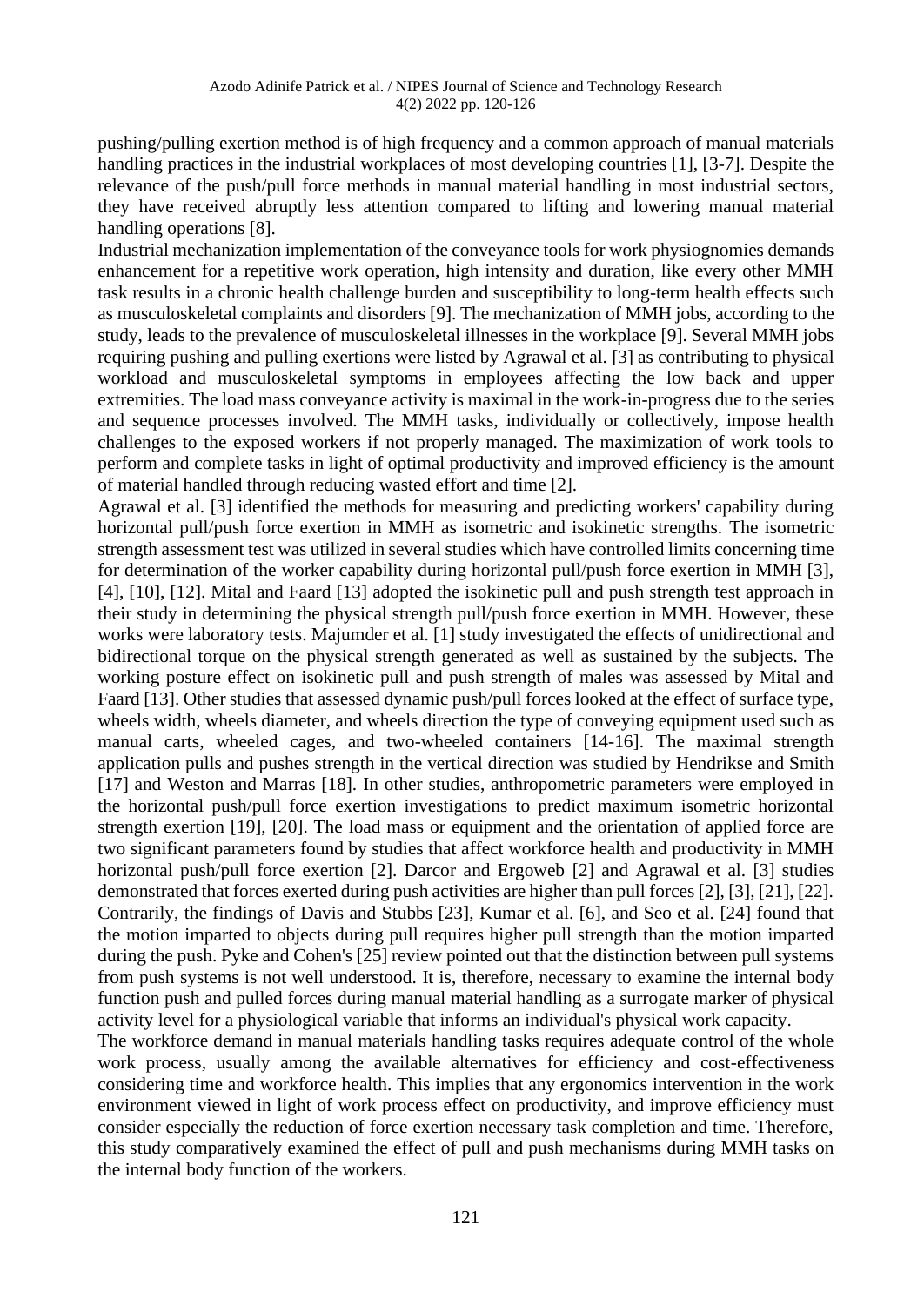pushing/pulling exertion method is of high frequency and a common approach of manual materials handling practices in the industrial workplaces of most developing countries [1], [3-7]. Despite the relevance of the push/pull force methods in manual material handling in most industrial sectors, they have received abruptly less attention compared to lifting and lowering manual material handling operations [8].

Industrial mechanization implementation of the conveyance tools for work physiognomies demands enhancement for a repetitive work operation, high intensity and duration, like every other MMH task results in a chronic health challenge burden and susceptibility to long-term health effects such as musculoskeletal complaints and disorders [9]. The mechanization of MMH jobs, according to the study, leads to the prevalence of musculoskeletal illnesses in the workplace [9]. Several MMH jobs requiring pushing and pulling exertions were listed by Agrawal et al. [3] as contributing to physical workload and musculoskeletal symptoms in employees affecting the low back and upper extremities. The load mass conveyance activity is maximal in the work-in-progress due to the series and sequence processes involved. The MMH tasks, individually or collectively, impose health challenges to the exposed workers if not properly managed. The maximization of work tools to perform and complete tasks in light of optimal productivity and improved efficiency is the amount of material handled through reducing wasted effort and time [2].

Agrawal et al. [3] identified the methods for measuring and predicting workers' capability during horizontal pull/push force exertion in MMH as isometric and isokinetic strengths. The isometric strength assessment test was utilized in several studies which have controlled limits concerning time for determination of the worker capability during horizontal pull/push force exertion in MMH [3], [4], [10], [12]. Mital and Faard [13] adopted the isokinetic pull and push strength test approach in their study in determining the physical strength pull/push force exertion in MMH. However, these works were laboratory tests. Majumder et al. [1] study investigated the effects of unidirectional and bidirectional torque on the physical strength generated as well as sustained by the subjects. The working posture effect on isokinetic pull and push strength of males was assessed by Mital and Faard [13]. Other studies that assessed dynamic push/pull forces looked at the effect of surface type, wheels width, wheels diameter, and wheels direction the type of conveying equipment used such as manual carts, wheeled cages, and two-wheeled containers [14-16]. The maximal strength application pulls and pushes strength in the vertical direction was studied by Hendrikse and Smith [17] and Weston and Marras [18]. In other studies, anthropometric parameters were employed in the horizontal push/pull force exertion investigations to predict maximum isometric horizontal strength exertion [19], [20]. The load mass or equipment and the orientation of applied force are two significant parameters found by studies that affect workforce health and productivity in MMH horizontal push/pull force exertion [2]. Darcor and Ergoweb [2] and Agrawal et al. [3] studies demonstrated that forces exerted during push activities are higher than pull forces [2], [3], [21], [22]. Contrarily, the findings of Davis and Stubbs [23], Kumar et al. [6], and Seo et al. [24] found that the motion imparted to objects during pull requires higher pull strength than the motion imparted during the push. Pyke and Cohen's [25] review pointed out that the distinction between pull systems from push systems is not well understood. It is, therefore, necessary to examine the internal body function push and pulled forces during manual material handling as a surrogate marker of physical activity level for a physiological variable that informs an individual's physical work capacity.

The workforce demand in manual materials handling tasks requires adequate control of the whole work process, usually among the available alternatives for efficiency and cost-effectiveness considering time and workforce health. This implies that any ergonomics intervention in the work environment viewed in light of work process effect on productivity, and improve efficiency must consider especially the reduction of force exertion necessary task completion and time. Therefore, this study comparatively examined the effect of pull and push mechanisms during MMH tasks on the internal body function of the workers.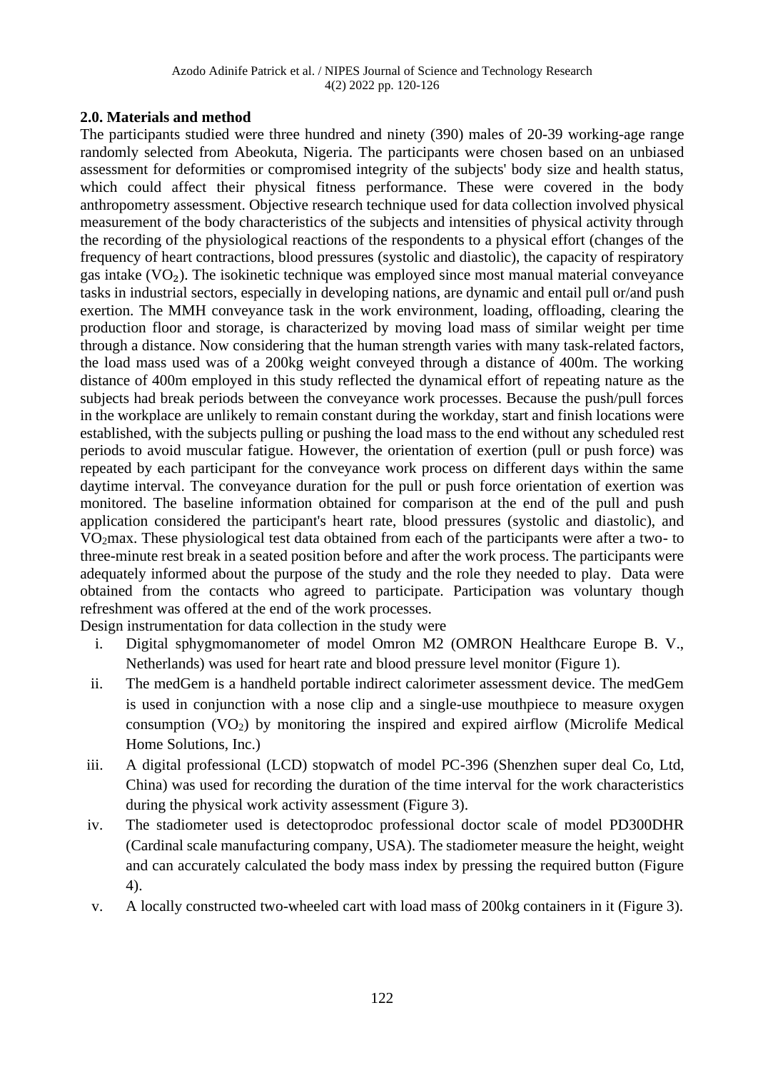## 2.0. Materials and method

The participants studied were three hundred and ninety (390) males of 20-39 working-age range randomly selected from Abeokuta, Nigeria. The participants were chosen based on an unbiased assessment for deformities or compromised integrity of the subjects' body size and health status, which could affect their physical fitness performance. These were covered in the body anthropometry assessment. Objective research technique used for data collection involved physical measurement of the body characteristics of the subjects and intensities of physical activity through the recording of the physiological reactions of the respondents to a physical effort (changes of the frequency of heart contractions, blood pressures (systolic and diastolic), the capacity of respiratory gas intake ($VO_2$). The isokinetic technique was employed since most manual material conveyance tasks in industrial sectors, especially in developing nations, are dynamic and entail pull or/and push exertion. The MMH conveyance task in the work environment, loading, offloading, clearing the production floor and storage, is characterized by moving load mass of similar weight per time through a distance. Now considering that the human strength varies with many task-related factors, the load mass used was of a 200kg weight conveyed through a distance of 400m. The working distance of 400m employed in this study reflected the dynamical effort of repeating nature as the subjects had break periods between the conveyance work processes. Because the push/pull forces in the workplace are unlikely to remain constant during the workday, start and finish locations were established, with the subjects pulling or pushing the load mass to the end without any scheduled rest periods to avoid muscular fatigue. However, the orientation of exertion (pull or push force) was repeated by each participant for the conveyance work process on different days within the same daytime interval. The conveyance duration for the pull or push force orientation of exertion was monitored. The baseline information obtained for comparison at the end of the pull and push application considered the participant's heart rate, blood pressures (systolic and diastolic), and $VO_2$max. These physiological test data obtained from each of the participants were after a two- to three-minute rest break in a seated position before and after the work process. The participants were adequately informed about the purpose of the study and the role they needed to play. Data were obtained from the contacts who agreed to participate. Participation was voluntary though refreshment was offered at the end of the work processes.

Design instrumentation for data collection in the study were

i. Digital sphygmomanometer of model Omron M2 (OMRON Healthcare Europe B. V., Netherlands) was used for heart rate and blood pressure level monitor (Figure 1).
ii. The medGem is a handheld portable indirect calorimeter assessment device. The medGem is used in conjunction with a nose clip and a single-use mouthpiece to measure oxygen consumption ($VO_2$) by monitoring the inspired and expired airflow (Microlife Medical Home Solutions, Inc.)
iii. A digital professional (LCD) stopwatch of model PC-396 (Shenzhen super deal Co, Ltd, China) was used for recording the duration of the time interval for the work characteristics during the physical work activity assessment (Figure 3).
iv. The stadiometer used is detectoprodoc professional doctor scale of model PD300DHR (Cardinal scale manufacturing company, USA). The stadiometer measure the height, weight and can accurately calculated the body mass index by pressing the required button (Figure 4).
v. A locally constructed two-wheeled cart with load mass of 200kg containers in it (Figure 3).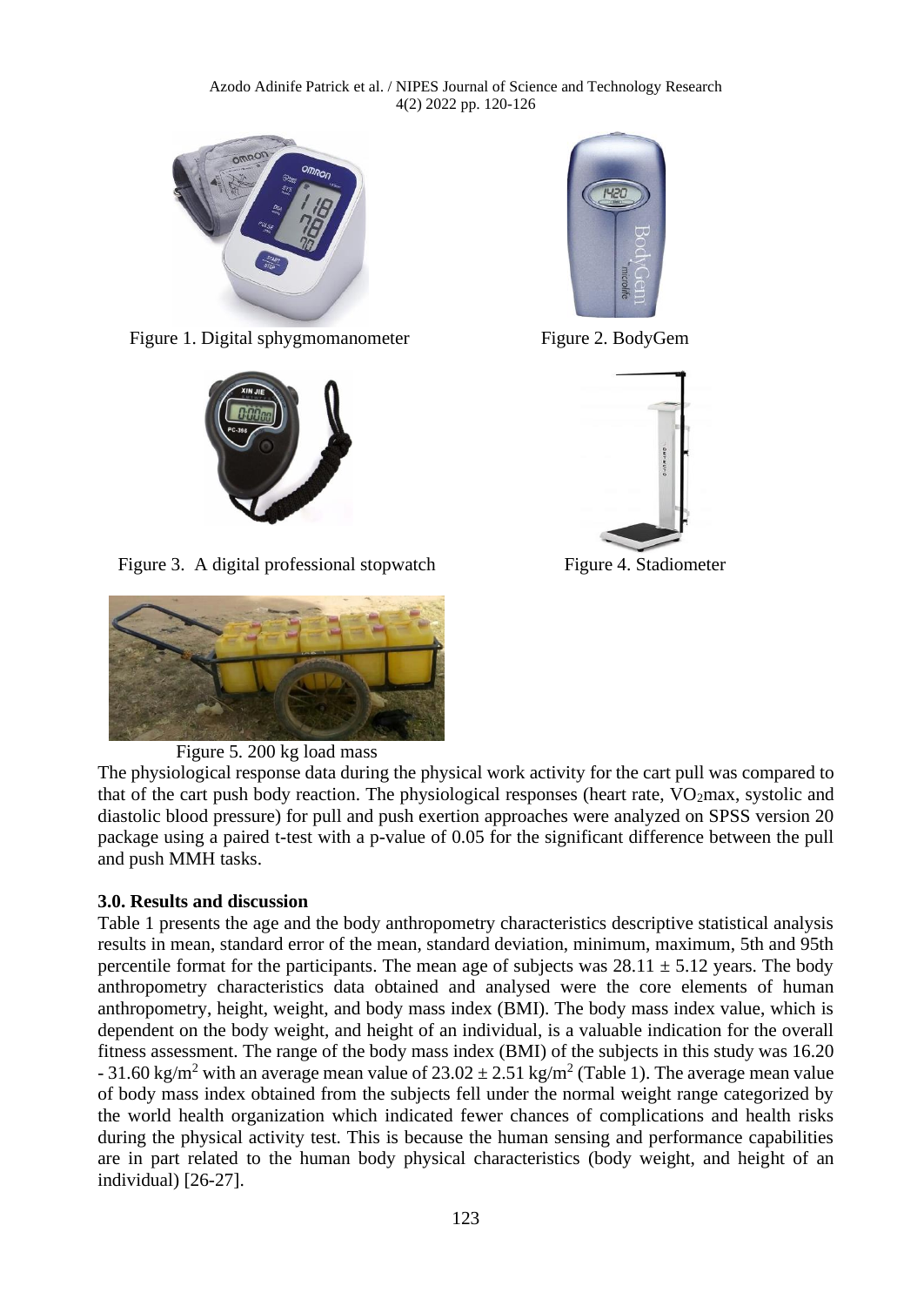Figure 1. Digital sphygmomanometer

Figure 2. BodyGem

Figure 3. A digital professional stopwatch

Figure 4. Stadiometer

Figure 5. 200 kg load mass

The physiological response data during the physical work activity for the cart pull was compared to that of the cart push body reaction. The physiological responses (heart rate, $VO_2$max, systolic and diastolic blood pressure) for pull and push exertion approaches were analyzed on SPSS version 20 package using a paired t-test with a p-value of 0.05 for the significant difference between the pull and push MMH tasks.

## 3.0. Results and discussion

Table 1 presents the age and the body anthropometry characteristics descriptive statistical analysis results in mean, standard error of the mean, standard deviation, minimum, maximum, 5th and 95th percentile format for the participants. The mean age of subjects was $28.11 \pm 5.12$ years. The body anthropometry characteristics data obtained and analysed were the core elements of human anthropometry, height, weight, and body mass index (BMI). The body mass index value, which is dependent on the body weight, and height of an individual, is a valuable indication for the overall fitness assessment. The range of the body mass index (BMI) of the subjects in this study was 16.20 - 31.60 $kg/m^2$ with an average mean value of $23.02 \pm 2.51$ $kg/m^2$ (Table 1). The average mean value of body mass index obtained from the subjects fell under the normal weight range categorized by the world health organization which indicated fewer chances of complications and health risks during the physical activity test. This is because the human sensing and performance capabilities are in part related to the human body physical characteristics (body weight, and height of an individual) [26-27].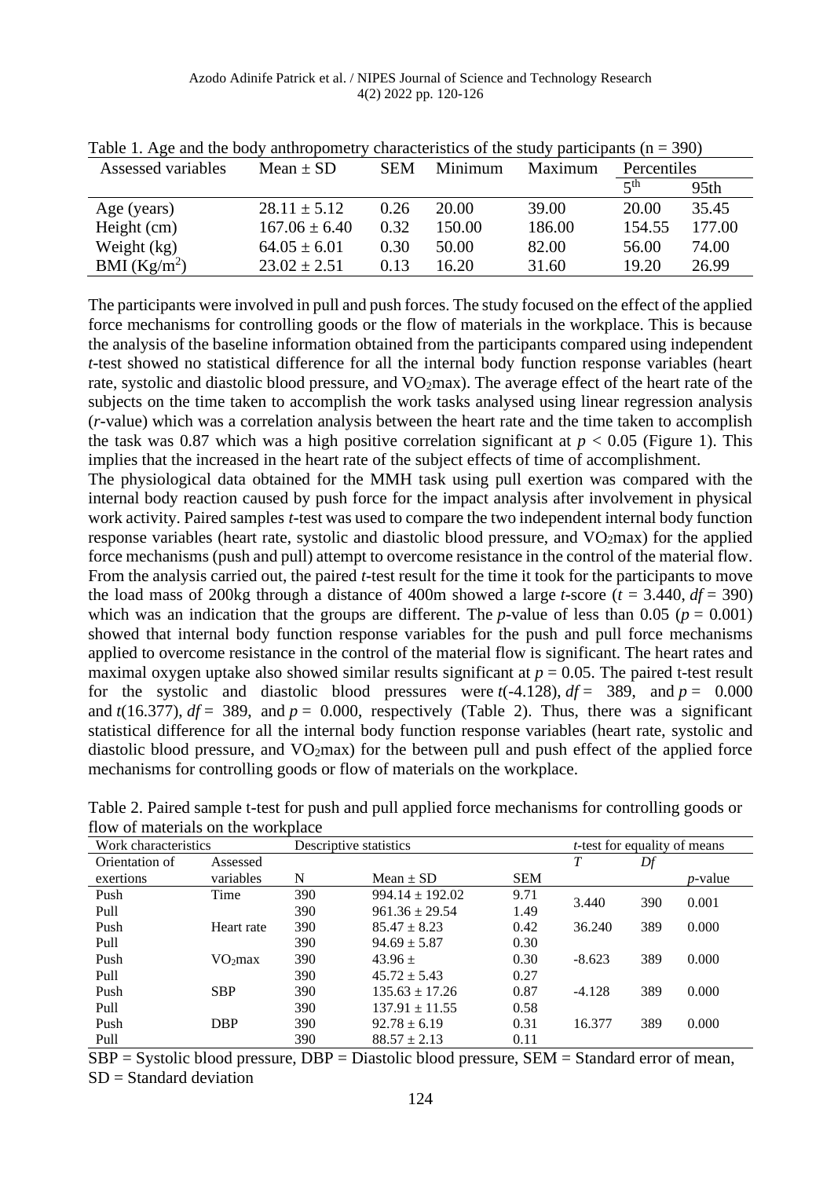Table 1. Age and the body anthropometry characteristics of the study participants (n = 390)

| Assessed variables | Mean ± SD | SEM | Minimum | Maximum | Percentiles | |
|---|---|---|---|---|---|---|
| | | | | | $5^{th}$ | 95th |
| Age (years) | 28.11 ± 5.12 | 0.26 | 20.00 | 39.00 | 20.00 | 35.45 |
| Height (cm) | 167.06 ± 6.40 | 0.32 | 150.00 | 186.00 | 154.55 | 177.00 |
| Weight (kg) | 64.05 ± 6.01 | 0.30 | 50.00 | 82.00 | 56.00 | 74.00 |
| BMI ($Kg/m^2$) | 23.02 ± 2.51 | 0.13 | 16.20 | 31.60 | 19.20 | 26.99 |

The participants were involved in pull and push forces. The study focused on the effect of the applied force mechanisms for controlling goods or the flow of materials in the workplace. This is because the analysis of the baseline information obtained from the participants compared using independent *t*-test showed no statistical difference for all the internal body function response variables (heart rate, systolic and diastolic blood pressure, and $VO_2$max). The average effect of the heart rate of the subjects on the time taken to accomplish the work tasks analysed using linear regression analysis (*r*-value) which was a correlation analysis between the heart rate and the time taken to accomplish the task was 0.87 which was a high positive correlation significant at $p < 0.05$ (Figure 1). This implies that the increased in the heart rate of the subject effects of time of accomplishment.

The physiological data obtained for the MMH task using pull exertion was compared with the internal body reaction caused by push force for the impact analysis after involvement in physical work activity. Paired samples *t*-test was used to compare the two independent internal body function response variables (heart rate, systolic and diastolic blood pressure, and $VO_2$max) for the applied force mechanisms (push and pull) attempt to overcome resistance in the control of the material flow. From the analysis carried out, the paired *t*-test result for the time it took for the participants to move the load mass of 200kg through a distance of 400m showed a large *t*-score ($t = 3.440$, $df = 390$) which was an indication that the groups are different. The *p*-value of less than 0.05 ($p = 0.001$) showed that internal body function response variables for the push and pull force mechanisms applied to overcome resistance in the control of the material flow is significant. The heart rates and maximal oxygen uptake also showed similar results significant at $p = 0.05$. The paired t-test result for the systolic and diastolic blood pressures were $t(-4.128)$, $df = 389$, and $p = 0.000$ and $t(16.377)$, $df = 389$, and $p = 0.000$, respectively (Table 2). Thus, there was a significant statistical difference for all the internal body function response variables (heart rate, systolic and diastolic blood pressure, and $VO_2$max) for the between pull and push effect of the applied force mechanisms for controlling goods or flow of materials on the workplace.

Table 2. Paired sample t-test for push and pull applied force mechanisms for controlling goods or flow of materials on the workplace

| Work characteristics | | Descriptive statistics | | | *t*-test for equality of means | | |
|---|---|---|---|---|---|---|---|
| Orientation of exertions | Assessed variables | N | Mean ± SD | SEM | *T* | *Df* | *p*-value |
| Push | Time | 390 | 994.14 ± 192.02 | 9.71 | 3.440 | 390 | 0.001 |
| Pull | | 390 | 961.36 ± 29.54 | 1.49 | | | |
| Push | Heart rate | 390 | 85.47 ± 8.23 | 0.42 | 36.240 | 389 | 0.000 |
| Pull | | 390 | 94.69 ± 5.87 | 0.30 | | | |
| Push | $VO_2$max | 390 | 43.96 ± | 0.30 | -8.623 | 389 | 0.000 |
| Pull | | 390 | 45.72 ± 5.43 | 0.27 | | | |
| Push | SBP | 390 | 135.63 ± 17.26 | 0.87 | -4.128 | 389 | 0.000 |
| Pull | | 390 | 137.91 ± 11.55 | 0.58 | | | |
| Push | DBP | 390 | 92.78 ± 6.19 | 0.31 | 16.377 | 389 | 0.000 |
| Pull | | 390 | 88.57 ± 2.13 | 0.11 | | | |

SBP = Systolic blood pressure, DBP = Diastolic blood pressure, SEM = Standard error of mean, SD = Standard deviation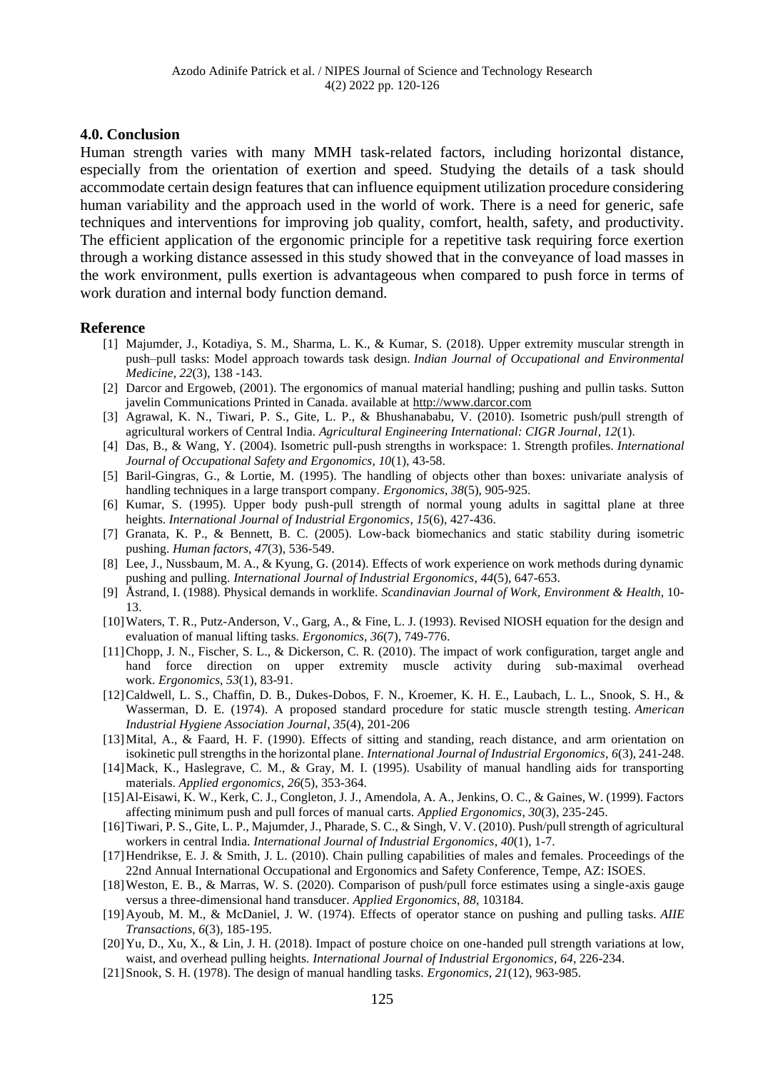## 4.0. Conclusion

Human strength varies with many MMH task-related factors, including horizontal distance, especially from the orientation of exertion and speed. Studying the details of a task should accommodate certain design features that can influence equipment utilization procedure considering human variability and the approach used in the world of work. There is a need for generic, safe techniques and interventions for improving job quality, comfort, health, safety, and productivity. The efficient application of the ergonomic principle for a repetitive task requiring force exertion through a working distance assessed in this study showed that in the conveyance of load masses in the work environment, pulls exertion is advantageous when compared to push force in terms of work duration and internal body function demand.

## Reference

[1] Majumder, J., Kotadiya, S. M., Sharma, L. K., & Kumar, S. (2018). Upper extremity muscular strength in push–pull tasks: Model approach towards task design. *Indian Journal of Occupational and Environmental Medicine*, *22*(3), 138 -143.

[2] Darcor and Ergoweb, (2001). The ergonomics of manual material handling; pushing and pullin tasks. Sutton javelin Communications Printed in Canada. available at http://www.darcor.com

[3] Agrawal, K. N., Tiwari, P. S., Gite, L. P., & Bhushanababu, V. (2010). Isometric push/pull strength of agricultural workers of Central India. *Agricultural Engineering International: CIGR Journal*, *12*(1).

[4] Das, B., & Wang, Y. (2004). Isometric pull-push strengths in workspace: 1. Strength profiles. *International Journal of Occupational Safety and Ergonomics*, *10*(1), 43-58.

[5] Baril-Gingras, G., & Lortie, M. (1995). The handling of objects other than boxes: univariate analysis of handling techniques in a large transport company. *Ergonomics*, *38*(5), 905-925.

[6] Kumar, S. (1995). Upper body push-pull strength of normal young adults in sagittal plane at three heights. *International Journal of Industrial Ergonomics*, *15*(6), 427-436.

[7] Granata, K. P., & Bennett, B. C. (2005). Low-back biomechanics and static stability during isometric pushing. *Human factors*, *47*(3), 536-549.

[8] Lee, J., Nussbaum, M. A., & Kyung, G. (2014). Effects of work experience on work methods during dynamic pushing and pulling. *International Journal of Industrial Ergonomics*, *44*(5), 647-653.

[9] Åstrand, I. (1988). Physical demands in worklife. *Scandinavian Journal of Work, Environment & Health*, 10-13.

[10] Waters, T. R., Putz-Anderson, V., Garg, A., & Fine, L. J. (1993). Revised NIOSH equation for the design and evaluation of manual lifting tasks. *Ergonomics*, *36*(7), 749-776.

[11] Chopp, J. N., Fischer, S. L., & Dickerson, C. R. (2010). The impact of work configuration, target angle and hand force direction on upper extremity muscle activity during sub-maximal overhead work. *Ergonomics*, *53*(1), 83-91.

[12] Caldwell, L. S., Chaffin, D. B., Dukes-Dobos, F. N., Kroemer, K. H. E., Laubach, L. L., Snook, S. H., & Wasserman, D. E. (1974). A proposed standard procedure for static muscle strength testing. *American Industrial Hygiene Association Journal*, *35*(4), 201-206

[13] Mital, A., & Faard, H. F. (1990). Effects of sitting and standing, reach distance, and arm orientation on isokinetic pull strengths in the horizontal plane. *International Journal of Industrial Ergonomics*, *6*(3), 241-248.

[14] Mack, K., Haslegrave, C. M., & Gray, M. I. (1995). Usability of manual handling aids for transporting materials. *Applied ergonomics*, *26*(5), 353-364.

[15] Al-Eisawi, K. W., Kerk, C. J., Congleton, J. J., Amendola, A. A., Jenkins, O. C., & Gaines, W. (1999). Factors affecting minimum push and pull forces of manual carts. *Applied Ergonomics*, *30*(3), 235-245.

[16] Tiwari, P. S., Gite, L. P., Majumder, J., Pharade, S. C., & Singh, V. V. (2010). Push/pull strength of agricultural workers in central India. *International Journal of Industrial Ergonomics*, *40*(1), 1-7.

[17] Hendrikse, E. J. & Smith, J. L. (2010). Chain pulling capabilities of males and females. Proceedings of the 22nd Annual International Occupational and Ergonomics and Safety Conference, Tempe, AZ: ISOES.

[18] Weston, E. B., & Marras, W. S. (2020). Comparison of push/pull force estimates using a single-axis gauge versus a three-dimensional hand transducer. *Applied Ergonomics*, *88*, 103184.

[19] Ayoub, M. M., & McDaniel, J. W. (1974). Effects of operator stance on pushing and pulling tasks. *AIIE Transactions*, *6*(3), 185-195.

[20] Yu, D., Xu, X., & Lin, J. H. (2018). Impact of posture choice on one-handed pull strength variations at low, waist, and overhead pulling heights. *International Journal of Industrial Ergonomics*, *64*, 226-234.

[21] Snook, S. H. (1978). The design of manual handling tasks. *Ergonomics*, *21*(12), 963-985.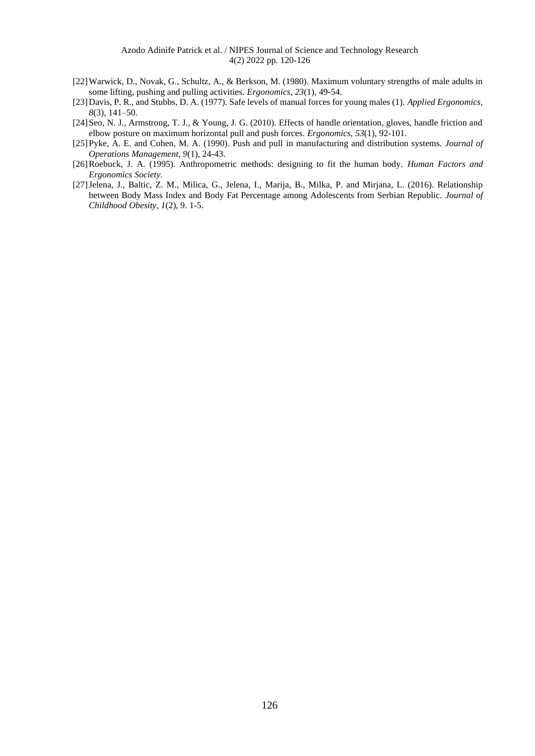[22] Warwick, D., Novak, G., Schultz, A., & Berkson, M. (1980). Maximum voluntary strengths of male adults in some lifting, pushing and pulling activities. *Ergonomics*, *23*(1), 49-54.

[23] Davis, P. R., and Stubbs, D. A. (1977). Safe levels of manual forces for young males (1). *Applied Ergonomics*, *8*(3), 141–50.

[24] Seo, N. J., Armstrong, T. J., & Young, J. G. (2010). Effects of handle orientation, gloves, handle friction and elbow posture on maximum horizontal pull and push forces. *Ergonomics*, *53*(1), 92-101.

[25] Pyke, A. E. and Cohen, M. A. (1990). Push and pull in manufacturing and distribution systems. *Journal of Operations Management*, *9*(1), 24-43.

[26] Roebuck, J. A. (1995). Anthropometric methods: designing to fit the human body. *Human Factors and Ergonomics Society*.

[27] Jelena, J., Baltic, Z. M., Milica, G., Jelena, I., Marija, B., Milka, P. and Mirjana, L. (2016). Relationship between Body Mass Index and Body Fat Percentage among Adolescents from Serbian Republic. *Journal of Childhood Obesity, 1*(2), 9. 1-5.